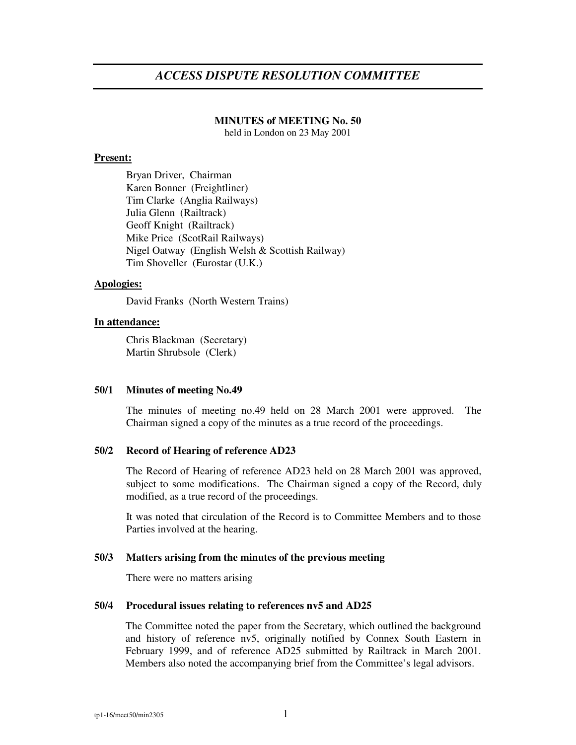# *ACCESS DISPUTE RESOLUTION COMMITTEE*

**MINUTES of MEETING No. 50**
held in London on 23 May 2001

**Present:**

Bryan Driver, Chairman
Karen Bonner (Freightliner)
Tim Clarke (Anglia Railways)
Julia Glenn (Railtrack)
Geoff Knight (Railtrack)
Mike Price (ScotRail Railways)
Nigel Oatway (English Welsh & Scottish Railway)
Tim Shoveller (Eurostar (U.K.)

**Apologies:**

David Franks (North Western Trains)

**In attendance:**

Chris Blackman (Secretary)
Martin Shrubsole (Clerk)

### 50/1 Minutes of meeting No.49

The minutes of meeting no.49 held on 28 March 2001 were approved. The Chairman signed a copy of the minutes as a true record of the proceedings.

### 50/2 Record of Hearing of reference AD23

The Record of Hearing of reference AD23 held on 28 March 2001 was approved, subject to some modifications. The Chairman signed a copy of the Record, duly modified, as a true record of the proceedings.

It was noted that circulation of the Record is to Committee Members and to those Parties involved at the hearing.

### 50/3 Matters arising from the minutes of the previous meeting

There were no matters arising

### 50/4 Procedural issues relating to references nv5 and AD25

The Committee noted the paper from the Secretary, which outlined the background and history of reference nv5, originally notified by Connex South Eastern in February 1999, and of reference AD25 submitted by Railtrack in March 2001. Members also noted the accompanying brief from the Committee's legal advisors.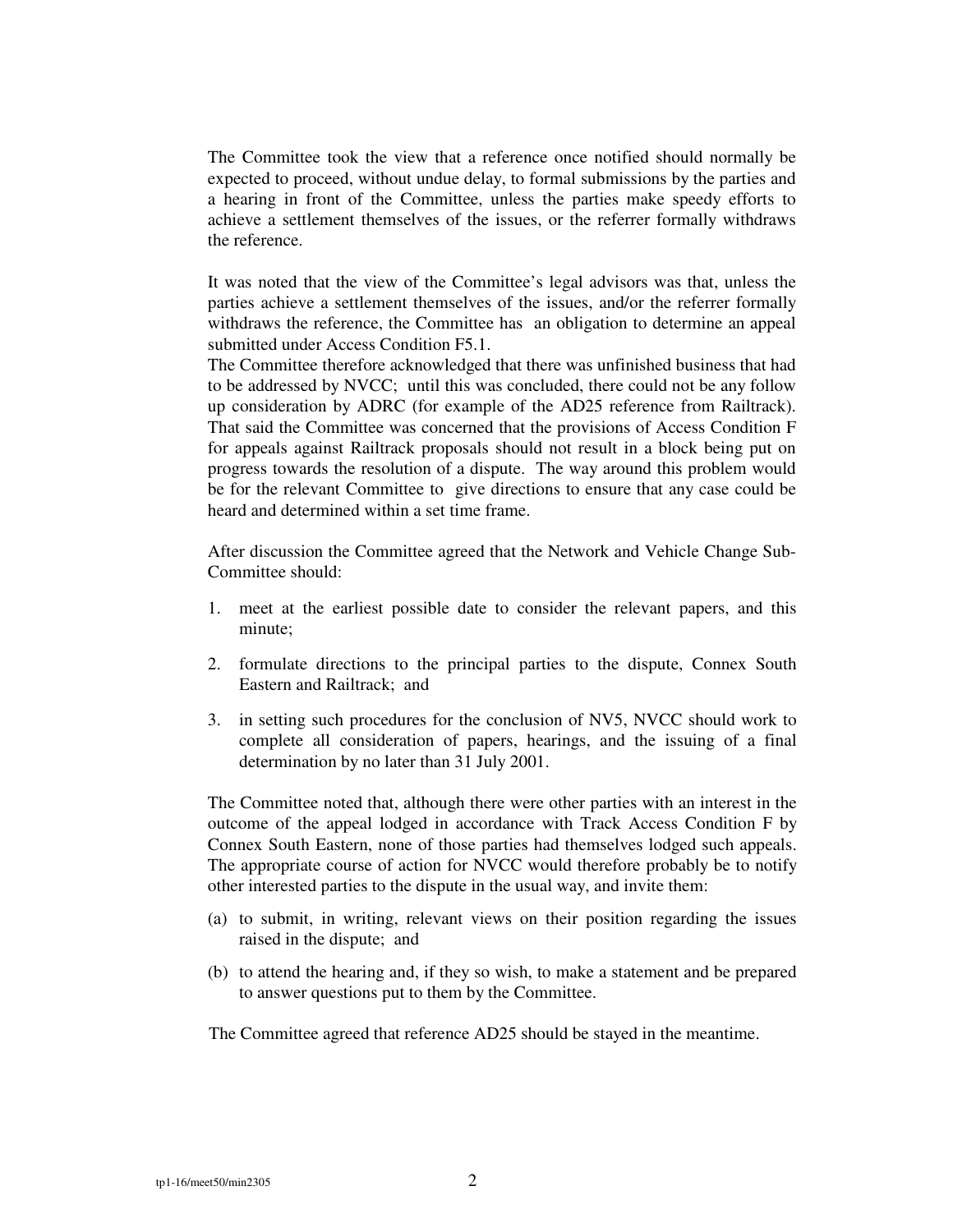The Committee took the view that a reference once notified should normally be expected to proceed, without undue delay, to formal submissions by the parties and a hearing in front of the Committee, unless the parties make speedy efforts to achieve a settlement themselves of the issues, or the referrer formally withdraws the reference.

It was noted that the view of the Committee's legal advisors was that, unless the parties achieve a settlement themselves of the issues, and/or the referrer formally withdraws the reference, the Committee has an obligation to determine an appeal submitted under Access Condition F5.1.

The Committee therefore acknowledged that there was unfinished business that had to be addressed by NVCC; until this was concluded, there could not be any follow up consideration by ADRC (for example of the AD25 reference from Railtrack). That said the Committee was concerned that the provisions of Access Condition F for appeals against Railtrack proposals should not result in a block being put on progress towards the resolution of a dispute. The way around this problem would be for the relevant Committee to give directions to ensure that any case could be heard and determined within a set time frame.

After discussion the Committee agreed that the Network and Vehicle Change Sub-Committee should:

1. meet at the earliest possible date to consider the relevant papers, and this minute;
2. formulate directions to the principal parties to the dispute, Connex South Eastern and Railtrack; and
3. in setting such procedures for the conclusion of NV5, NVCC should work to complete all consideration of papers, hearings, and the issuing of a final determination by no later than 31 July 2001.

The Committee noted that, although there were other parties with an interest in the outcome of the appeal lodged in accordance with Track Access Condition F by Connex South Eastern, none of those parties had themselves lodged such appeals. The appropriate course of action for NVCC would therefore probably be to notify other interested parties to the dispute in the usual way, and invite them:

(a) to submit, in writing, relevant views on their position regarding the issues raised in the dispute; and

(b) to attend the hearing and, if they so wish, to make a statement and be prepared to answer questions put to them by the Committee.

The Committee agreed that reference AD25 should be stayed in the meantime.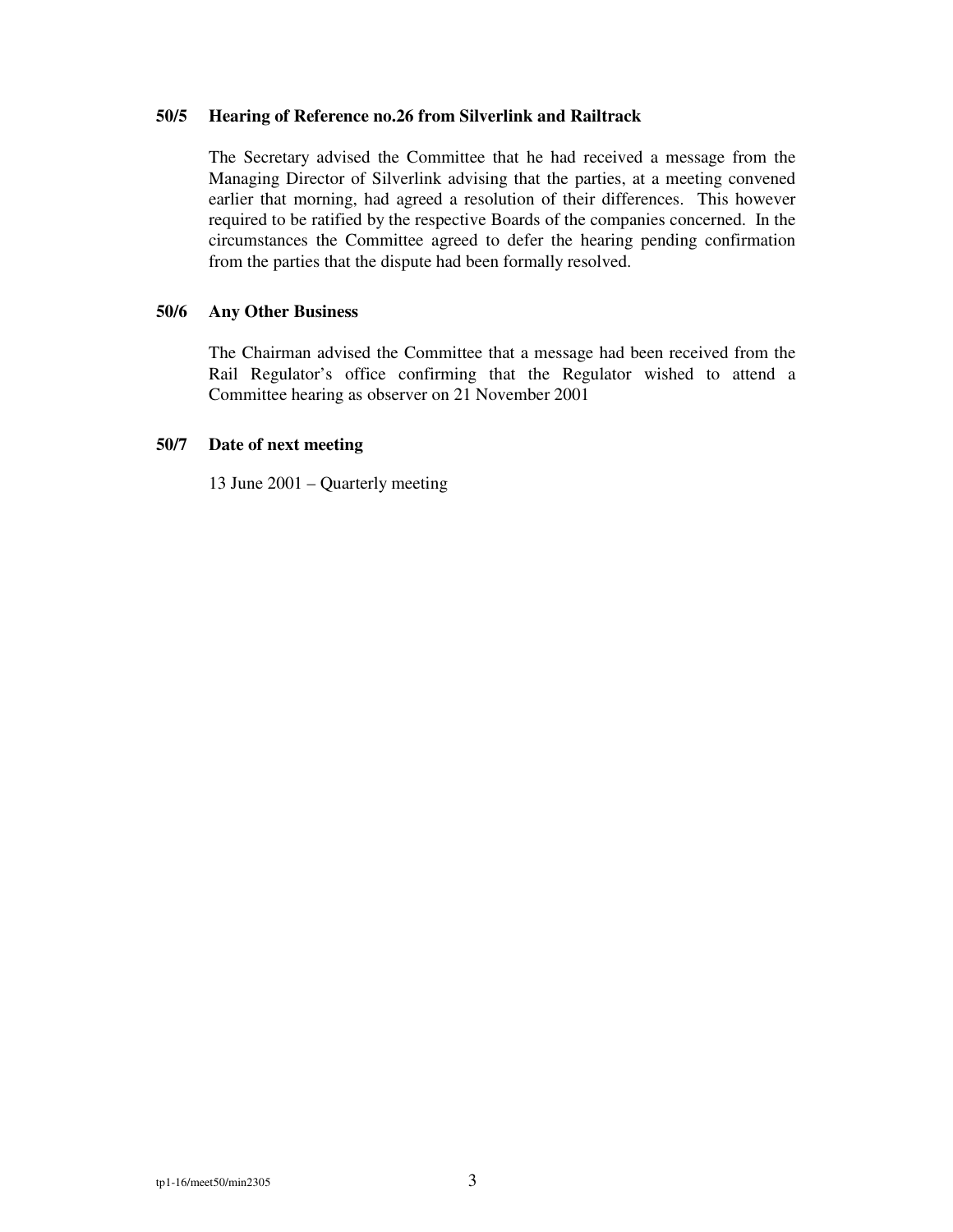**50/5 Hearing of Reference no.26 from Silverlink and Railtrack**

The Secretary advised the Committee that he had received a message from the Managing Director of Silverlink advising that the parties, at a meeting convened earlier that morning, had agreed a resolution of their differences. This however required to be ratified by the respective Boards of the companies concerned. In the circumstances the Committee agreed to defer the hearing pending confirmation from the parties that the dispute had been formally resolved.

**50/6 Any Other Business**

The Chairman advised the Committee that a message had been received from the Rail Regulator's office confirming that the Regulator wished to attend a Committee hearing as observer on 21 November 2001

**50/7 Date of next meeting**

13 June 2001 – Quarterly meeting